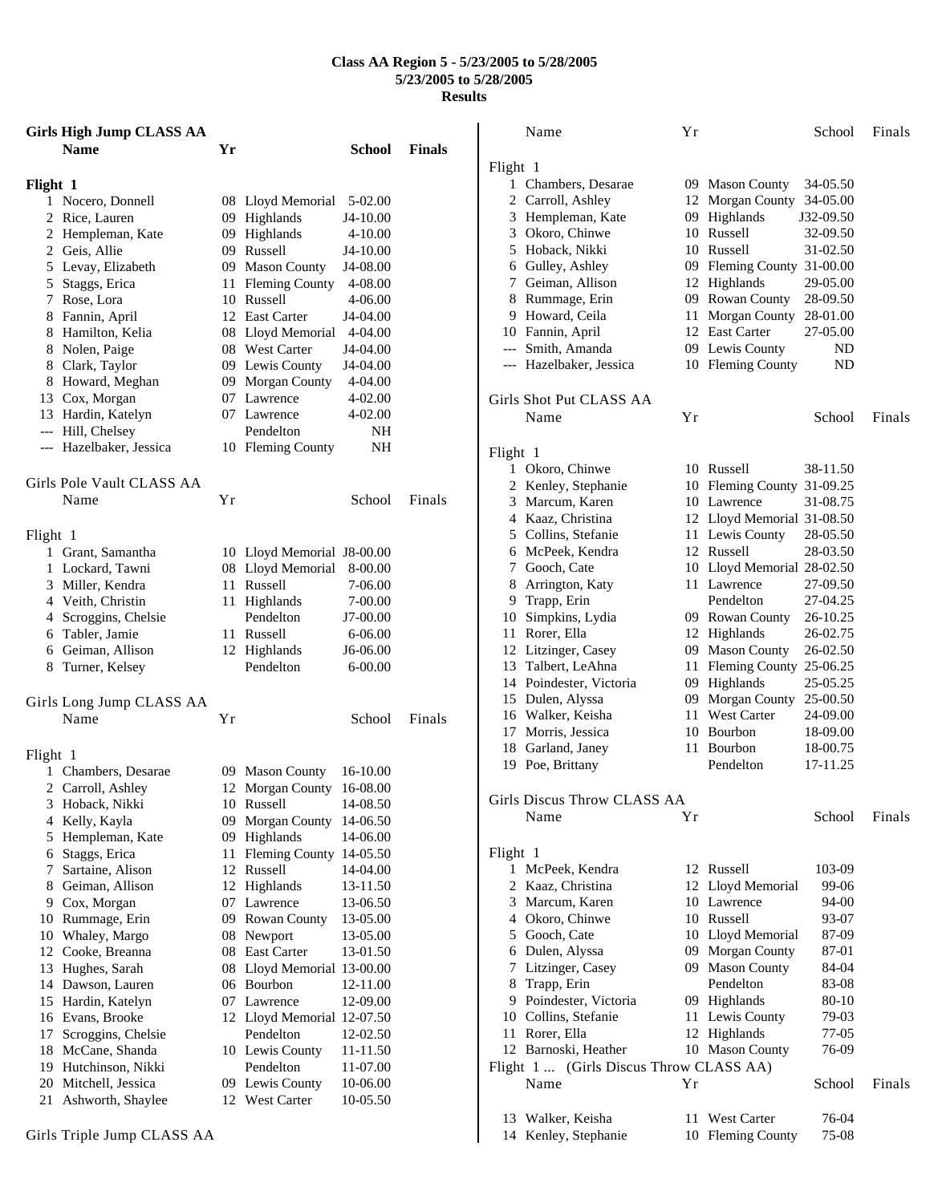# Class AA Region 5 - 5/23/2005 to 5/28/2005
## 5/23/2005 to 5/28/2005
## Results

### Girls High Jump CLASS AA

Flight 1

| | Name | Yr | School | Finals |
|---|---|---|---|---|
| 1 | Nocero, Donnell | 08 | Lloyd Memorial | 5-02.00 |
| 2 | Rice, Lauren | 09 | Highlands | J4-10.00 |
| 2 | Hempleman, Kate | 09 | Highlands | 4-10.00 |
| 2 | Geis, Allie | 09 | Russell | J4-10.00 |
| 5 | Levay, Elizabeth | 09 | Mason County | J4-08.00 |
| 5 | Staggs, Erica | 11 | Fleming County | 4-08.00 |
| 7 | Rose, Lora | 10 | Russell | 4-06.00 |
| 8 | Fannin, April | 12 | East Carter | J4-04.00 |
| 8 | Hamilton, Kelia | 08 | Lloyd Memorial | 4-04.00 |
| 8 | Nolen, Paige | 08 | West Carter | J4-04.00 |
| 8 | Clark, Taylor | 09 | Lewis County | J4-04.00 |
| 8 | Howard, Meghan | 09 | Morgan County | 4-04.00 |
| 13 | Cox, Morgan | 07 | Lawrence | 4-02.00 |
| 13 | Hardin, Katelyn | 07 | Lawrence | 4-02.00 |
| --- | Hill, Chelsey | | Pendelton | NH |
| --- | Hazelbaker, Jessica | 10 | Fleming County | NH |

### Girls Pole Vault CLASS AA

Flight 1

| | Name | Yr | School | Finals |
|---|---|---|---|---|
| 1 | Grant, Samantha | 10 | Lloyd Memorial | J8-00.00 |
| 1 | Lockard, Tawni | 08 | Lloyd Memorial | 8-00.00 |
| 3 | Miller, Kendra | 11 | Russell | 7-06.00 |
| 4 | Veith, Christin | 11 | Highlands | 7-00.00 |
| 4 | Scroggins, Chelsie | | Pendelton | J7-00.00 |
| 6 | Tabler, Jamie | 11 | Russell | 6-06.00 |
| 6 | Geiman, Allison | 12 | Highlands | J6-06.00 |
| 8 | Turner, Kelsey | | Pendelton | 6-00.00 |

### Girls Long Jump CLASS AA

Flight 1

| | Name | Yr | School | Finals |
|---|---|---|---|---|
| 1 | Chambers, Desarae | 09 | Mason County | 16-10.00 |
| 2 | Carroll, Ashley | 12 | Morgan County | 16-08.00 |
| 3 | Hoback, Nikki | 10 | Russell | 14-08.50 |
| 4 | Kelly, Kayla | 09 | Morgan County | 14-06.50 |
| 5 | Hempleman, Kate | 09 | Highlands | 14-06.00 |
| 6 | Staggs, Erica | 11 | Fleming County | 14-05.50 |
| 7 | Sartaine, Alison | 12 | Russell | 14-04.00 |
| 8 | Geiman, Allison | 12 | Highlands | 13-11.50 |
| 9 | Cox, Morgan | 07 | Lawrence | 13-06.50 |
| 10 | Rummage, Erin | 09 | Rowan County | 13-05.00 |
| 10 | Whaley, Margo | 08 | Newport | 13-05.00 |
| 12 | Cooke, Breanna | 08 | East Carter | 13-01.50 |
| 13 | Hughes, Sarah | 08 | Lloyd Memorial | 13-00.00 |
| 14 | Dawson, Lauren | 06 | Bourbon | 12-11.00 |
| 15 | Hardin, Katelyn | 07 | Lawrence | 12-09.00 |
| 16 | Evans, Brooke | 12 | Lloyd Memorial | 12-07.50 |
| 17 | Scroggins, Chelsie | | Pendelton | 12-02.50 |
| 18 | McCane, Shanda | 10 | Lewis County | 11-11.50 |
| 19 | Hutchinson, Nikki | | Pendelton | 11-07.00 |
| 20 | Mitchell, Jessica | 09 | Lewis County | 10-06.00 |
| 21 | Ashworth, Shaylee | 12 | West Carter | 10-05.50 |

### Girls Triple Jump CLASS AA

Flight 1

| | Name | Yr | School | Finals |
|---|---|---|---|---|
| 1 | Chambers, Desarae | 09 | Mason County | 34-05.50 |
| 2 | Carroll, Ashley | 12 | Morgan County | 34-05.00 |
| 3 | Hempleman, Kate | 09 | Highlands | J32-09.50 |
| 3 | Okoro, Chinwe | 10 | Russell | 32-09.50 |
| 5 | Hoback, Nikki | 10 | Russell | 31-02.50 |
| 6 | Gulley, Ashley | 09 | Fleming County | 31-00.00 |
| 7 | Geiman, Allison | 12 | Highlands | 29-05.00 |
| 8 | Rummage, Erin | 09 | Rowan County | 28-09.50 |
| 9 | Howard, Ceila | 11 | Morgan County | 28-01.00 |
| 10 | Fannin, April | 12 | East Carter | 27-05.00 |
| --- | Smith, Amanda | 09 | Lewis County | ND |
| --- | Hazelbaker, Jessica | 10 | Fleming County | ND |

### Girls Shot Put CLASS AA

Flight 1

| | Name | Yr | School | Finals |
|---|---|---|---|---|
| 1 | Okoro, Chinwe | 10 | Russell | 38-11.50 |
| 2 | Kenley, Stephanie | 10 | Fleming County | 31-09.25 |
| 3 | Marcum, Karen | 10 | Lawrence | 31-08.75 |
| 4 | Kaaz, Christina | 12 | Lloyd Memorial | 31-08.50 |
| 5 | Collins, Stefanie | 11 | Lewis County | 28-05.50 |
| 6 | McPeek, Kendra | 12 | Russell | 28-03.50 |
| 7 | Gooch, Cate | 10 | Lloyd Memorial | 28-02.50 |
| 8 | Arrington, Katy | 11 | Lawrence | 27-09.50 |
| 9 | Trapp, Erin | | Pendelton | 27-04.25 |
| 10 | Simpkins, Lydia | 09 | Rowan County | 26-10.25 |
| 11 | Rorer, Ella | 12 | Highlands | 26-02.75 |
| 12 | Litzinger, Casey | 09 | Mason County | 26-02.50 |
| 13 | Talbert, LeAhna | 11 | Fleming County | 25-06.25 |
| 14 | Poindester, Victoria | 09 | Highlands | 25-05.25 |
| 15 | Dulen, Alyssa | 09 | Morgan County | 25-00.50 |
| 16 | Walker, Keisha | 11 | West Carter | 24-09.00 |
| 17 | Morris, Jessica | 10 | Bourbon | 18-09.00 |
| 18 | Garland, Janey | 11 | Bourbon | 18-00.75 |
| 19 | Poe, Brittany | | Pendelton | 17-11.25 |

### Girls Discus Throw CLASS AA

Flight 1

| | Name | Yr | School | Finals |
|---|---|---|---|---|
| 1 | McPeek, Kendra | 12 | Russell | 103-09 |
| 2 | Kaaz, Christina | 12 | Lloyd Memorial | 99-06 |
| 3 | Marcum, Karen | 10 | Lawrence | 94-00 |
| 4 | Okoro, Chinwe | 10 | Russell | 93-07 |
| 5 | Gooch, Cate | 10 | Lloyd Memorial | 87-09 |
| 6 | Dulen, Alyssa | 09 | Morgan County | 87-01 |
| 7 | Litzinger, Casey | 09 | Mason County | 84-04 |
| 8 | Trapp, Erin | | Pendelton | 83-08 |
| 9 | Poindester, Victoria | 09 | Highlands | 80-10 |
| 10 | Collins, Stefanie | 11 | Lewis County | 79-03 |
| 11 | Rorer, Ella | 12 | Highlands | 77-05 |
| 12 | Barnoski, Heather | 10 | Mason County | 76-09 |
| 13 | Walker, Keisha | 11 | West Carter | 76-04 |
| 14 | Kenley, Stephanie | 10 | Fleming County | 75-08 |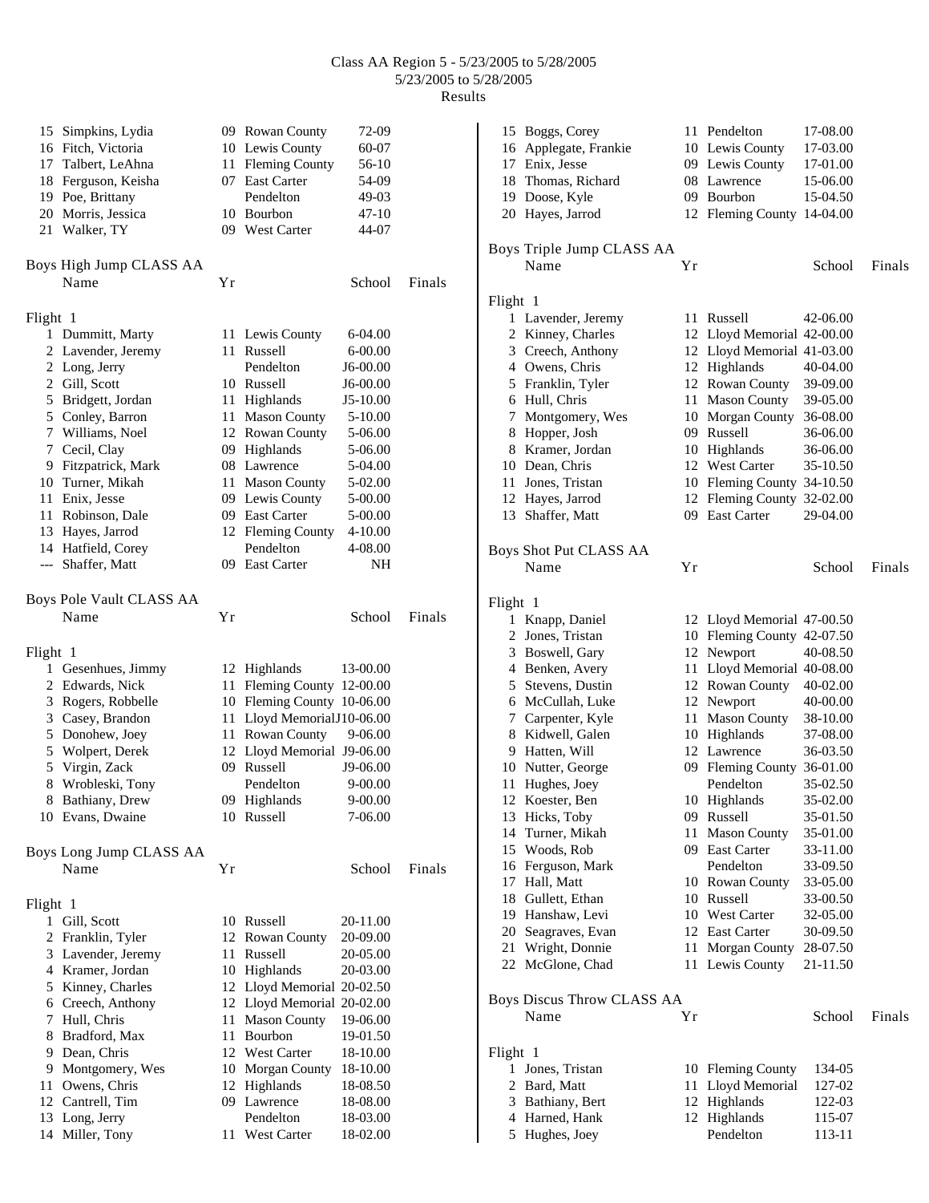# Class AA Region 5 - 5/23/2005 to 5/28/2005

5/23/2005 to 5/28/2005

Results

| Place | Name | Yr | School | Finals |
|---|---|---|---|---|
| 15 | Simpkins, Lydia | 09 | Rowan County | 72-09 |
| 16 | Fitch, Victoria | 10 | Lewis County | 60-07 |
| 17 | Talbert, LeAhna | 11 | Fleming County | 56-10 |
| 18 | Ferguson, Keisha | 07 | East Carter | 54-09 |
| 19 | Poe, Brittany | | Pendelton | 49-03 |
| 20 | Morris, Jessica | 10 | Bourbon | 47-10 |
| 21 | Walker, TY | 09 | West Carter | 44-07 |

## Boys High Jump CLASS AA

Flight 1

| Place | Name | Yr | School | Finals |
|---|---|---|---|---|
| 1 | Dummitt, Marty | 11 | Lewis County | 6-04.00 |
| 2 | Lavender, Jeremy | 11 | Russell | 6-00.00 |
| 2 | Long, Jerry | | Pendelton | J6-00.00 |
| 2 | Gill, Scott | 10 | Russell | J6-00.00 |
| 5 | Bridgett, Jordan | 11 | Highlands | J5-10.00 |
| 5 | Conley, Barron | 11 | Mason County | 5-10.00 |
| 7 | Williams, Noel | 12 | Rowan County | 5-06.00 |
| 7 | Cecil, Clay | 09 | Highlands | 5-06.00 |
| 9 | Fitzpatrick, Mark | 08 | Lawrence | 5-04.00 |
| 10 | Turner, Mikah | 11 | Mason County | 5-02.00 |
| 11 | Enix, Jesse | 09 | Lewis County | 5-00.00 |
| 11 | Robinson, Dale | 09 | East Carter | 5-00.00 |
| 13 | Hayes, Jarrod | 12 | Fleming County | 4-10.00 |
| 14 | Hatfield, Corey | | Pendelton | 4-08.00 |
| --- | Shaffer, Matt | 09 | East Carter | NH |

## Boys Pole Vault CLASS AA

Flight 1

| Place | Name | Yr | School | Finals |
|---|---|---|---|---|
| 1 | Gesenhues, Jimmy | 12 | Highlands | 13-00.00 |
| 2 | Edwards, Nick | 11 | Fleming County | 12-00.00 |
| 3 | Rogers, Robbelle | 10 | Fleming County | 10-06.00 |
| 3 | Casey, Brandon | 11 | Lloyd Memorial | J10-06.00 |
| 5 | Donohew, Joey | 11 | Rowan County | 9-06.00 |
| 5 | Wolpert, Derek | 12 | Lloyd Memorial | J9-06.00 |
| 5 | Virgin, Zack | 09 | Russell | J9-06.00 |
| 8 | Wrobleski, Tony | | Pendelton | 9-00.00 |
| 8 | Bathiany, Drew | 09 | Highlands | 9-00.00 |
| 10 | Evans, Dwaine | 10 | Russell | 7-06.00 |

## Boys Long Jump CLASS AA

Flight 1

| Place | Name | Yr | School | Finals |
|---|---|---|---|---|
| 1 | Gill, Scott | 10 | Russell | 20-11.00 |
| 2 | Franklin, Tyler | 12 | Rowan County | 20-09.00 |
| 3 | Lavender, Jeremy | 11 | Russell | 20-05.00 |
| 4 | Kramer, Jordan | 10 | Highlands | 20-03.00 |
| 5 | Kinney, Charles | 12 | Lloyd Memorial | 20-02.50 |
| 6 | Creech, Anthony | 12 | Lloyd Memorial | 20-02.00 |
| 7 | Hull, Chris | 11 | Mason County | 19-06.00 |
| 8 | Bradford, Max | 11 | Bourbon | 19-01.50 |
| 9 | Dean, Chris | 12 | West Carter | 18-10.00 |
| 9 | Montgomery, Wes | 10 | Morgan County | 18-10.00 |
| 11 | Owens, Chris | 12 | Highlands | 18-08.50 |
| 12 | Cantrell, Tim | 09 | Lawrence | 18-08.00 |
| 13 | Long, Jerry | | Pendelton | 18-03.00 |
| 14 | Miller, Tony | 11 | West Carter | 18-02.00 |
| 15 | Boggs, Corey | 11 | Pendelton | 17-08.00 |
| 16 | Applegate, Frankie | 10 | Lewis County | 17-03.00 |
| 17 | Enix, Jesse | 09 | Lewis County | 17-01.00 |
| 18 | Thomas, Richard | 08 | Lawrence | 15-06.00 |
| 19 | Doose, Kyle | 09 | Bourbon | 15-04.50 |
| 20 | Hayes, Jarrod | 12 | Fleming County | 14-04.00 |

## Boys Triple Jump CLASS AA

Flight 1

| Place | Name | Yr | School | Finals |
|---|---|---|---|---|
| 1 | Lavender, Jeremy | 11 | Russell | 42-06.00 |
| 2 | Kinney, Charles | 12 | Lloyd Memorial | 42-00.00 |
| 3 | Creech, Anthony | 12 | Lloyd Memorial | 41-03.00 |
| 4 | Owens, Chris | 12 | Highlands | 40-04.00 |
| 5 | Franklin, Tyler | 12 | Rowan County | 39-09.00 |
| 6 | Hull, Chris | 11 | Mason County | 39-05.00 |
| 7 | Montgomery, Wes | 10 | Morgan County | 36-08.00 |
| 8 | Hopper, Josh | 09 | Russell | 36-06.00 |
| 8 | Kramer, Jordan | 10 | Highlands | 36-06.00 |
| 10 | Dean, Chris | 12 | West Carter | 35-10.50 |
| 11 | Jones, Tristan | 10 | Fleming County | 34-10.50 |
| 12 | Hayes, Jarrod | 12 | Fleming County | 32-02.00 |
| 13 | Shaffer, Matt | 09 | East Carter | 29-04.00 |

## Boys Shot Put CLASS AA

Flight 1

| Place | Name | Yr | School | Finals |
|---|---|---|---|---|
| 1 | Knapp, Daniel | 12 | Lloyd Memorial | 47-00.50 |
| 2 | Jones, Tristan | 10 | Fleming County | 42-07.50 |
| 3 | Boswell, Gary | 12 | Newport | 40-08.50 |
| 4 | Benken, Avery | 11 | Lloyd Memorial | 40-08.00 |
| 5 | Stevens, Dustin | 12 | Rowan County | 40-02.00 |
| 6 | McCullah, Luke | 12 | Newport | 40-00.00 |
| 7 | Carpenter, Kyle | 11 | Mason County | 38-10.00 |
| 8 | Kidwell, Galen | 10 | Highlands | 37-08.00 |
| 9 | Hatten, Will | 12 | Lawrence | 36-03.50 |
| 10 | Nutter, George | 09 | Fleming County | 36-01.00 |
| 11 | Hughes, Joey | | Pendelton | 35-02.50 |
| 12 | Koester, Ben | 10 | Highlands | 35-02.00 |
| 13 | Hicks, Toby | 09 | Russell | 35-01.50 |
| 14 | Turner, Mikah | 11 | Mason County | 35-01.00 |
| 15 | Woods, Rob | 09 | East Carter | 33-11.00 |
| 16 | Ferguson, Mark | | Pendelton | 33-09.50 |
| 17 | Hall, Matt | 10 | Rowan County | 33-05.00 |
| 18 | Gullett, Ethan | 10 | Russell | 33-00.50 |
| 19 | Hanshaw, Levi | 10 | West Carter | 32-05.00 |
| 20 | Seagraves, Evan | 12 | East Carter | 30-09.50 |
| 21 | Wright, Donnie | 11 | Morgan County | 28-07.50 |
| 22 | McGlone, Chad | 11 | Lewis County | 21-11.50 |

## Boys Discus Throw CLASS AA

Flight 1

| Place | Name | Yr | School | Finals |
|---|---|---|---|---|
| 1 | Jones, Tristan | 10 | Fleming County | 134-05 |
| 2 | Bard, Matt | 11 | Lloyd Memorial | 127-02 |
| 3 | Bathiany, Bert | 12 | Highlands | 122-03 |
| 4 | Harned, Hank | 12 | Highlands | 115-07 |
| 5 | Hughes, Joey | | Pendelton | 113-11 |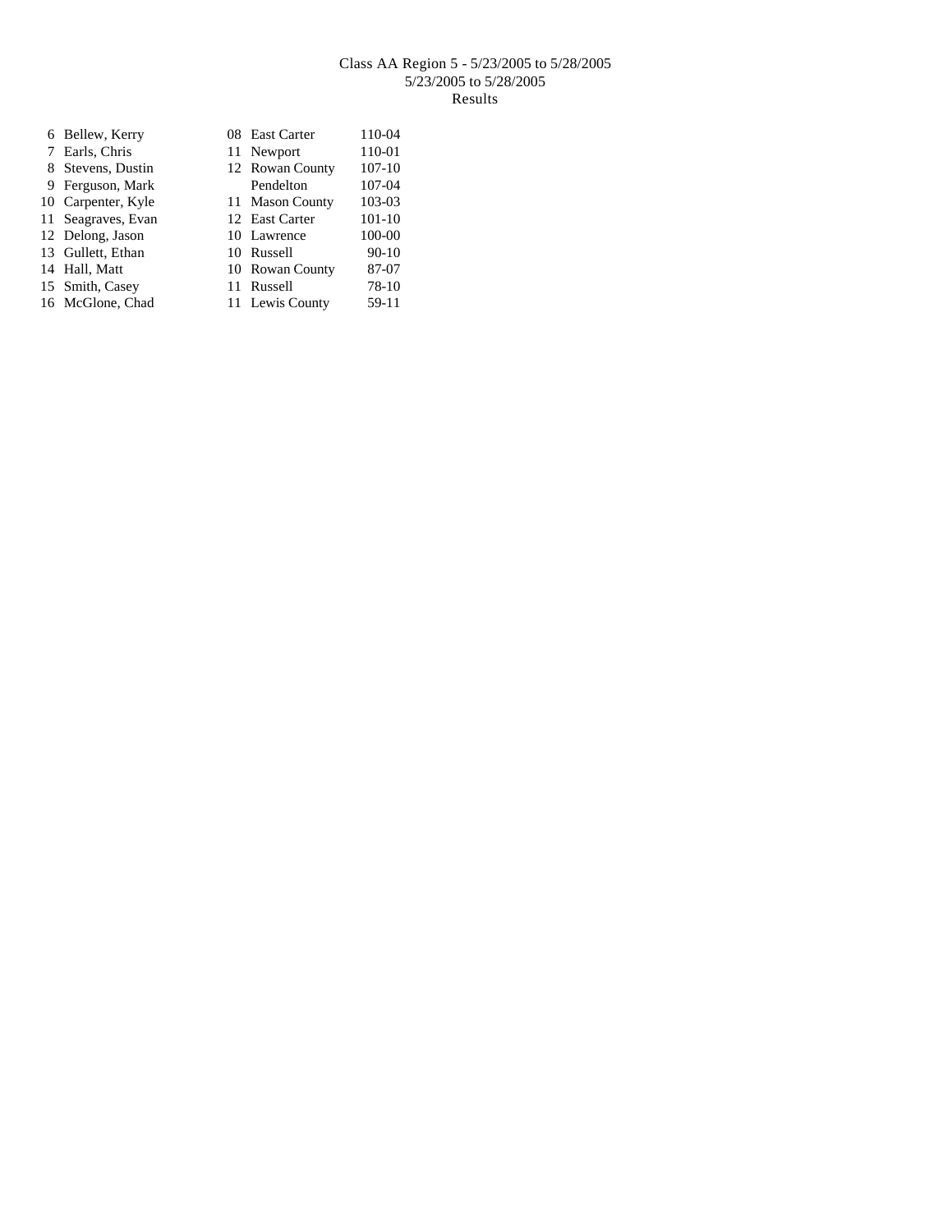Class AA Region 5 - 5/23/2005 to 5/28/2005
5/23/2005 to 5/28/2005
Results

| | | | | |
|---|---|---|---|---|
| 6 | Bellew, Kerry | 08 | East Carter | 110-04 |
| 7 | Earls, Chris | 11 | Newport | 110-01 |
| 8 | Stevens, Dustin | 12 | Rowan County | 107-10 |
| 9 | Ferguson, Mark | | Pendelton | 107-04 |
| 10 | Carpenter, Kyle | 11 | Mason County | 103-03 |
| 11 | Seagraves, Evan | 12 | East Carter | 101-10 |
| 12 | Delong, Jason | 10 | Lawrence | 100-00 |
| 13 | Gullett, Ethan | 10 | Russell | 90-10 |
| 14 | Hall, Matt | 10 | Rowan County | 87-07 |
| 15 | Smith, Casey | 11 | Russell | 78-10 |
| 16 | McGlone, Chad | 11 | Lewis County | 59-11 |